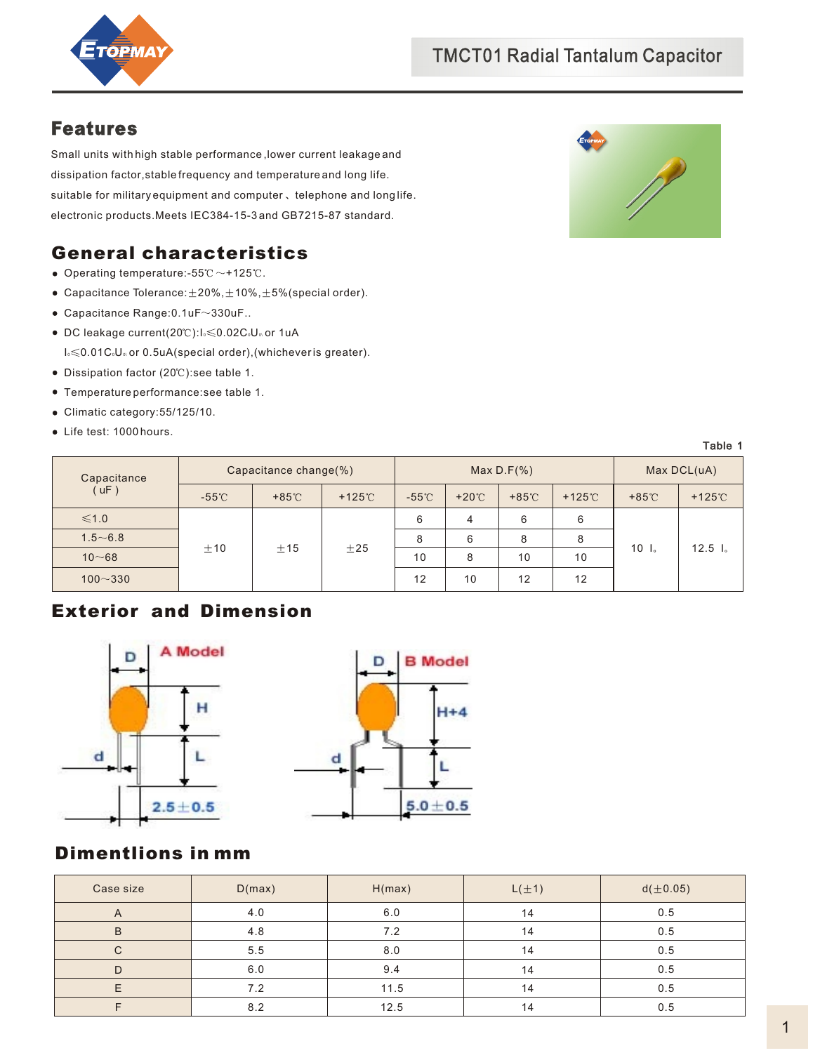# TMCT01 Radial Tantalum Capacitor

## Features

Small units with high stable performance ,lower current leakage and dissipation factor,stable frequency and temperature and long life. suitable for military equipment and computer、telephone and long life. electronic products.Meets IEC384-15-3 and GB7215-87 standard.

## General characteristics

- Operating temperature:-55℃ ~+125℃.
- Capacitance Tolerance:±20%,±10%,±5%(special order).
- Capacitance Range:0.1uF~330uF..
- DC leakage current(20℃):$I_0 \leqslant 0.02C_R U_R$ or 1uA
  $I_0 \leqslant 0.01C_R U_R$ or 0.5uA(special order),(whichever is greater).
- Dissipation factor (20℃):see table 1.
- Temperature performance:see table 1.
- Climatic category:55/125/10.
- Life test: 1000 hours.

Table 1

| Capacitance ( uF ) | Capacitance change(%) | | | Max D.F(%) | | | | Max DCL(uA) | |
|---|---|---|---|---|---|---|---|---|---|
| | -55℃ | +85℃ | +125℃ | -55℃ | +20℃ | +85℃ | +125℃ | +85℃ | +125℃ |
| ≤1.0 | ±10 | ±15 | ±25 | 6 | 4 | 6 | 6 | 10 $I_0$ | 12.5 $I_0$ |
| 1.5~6.8 | | | | 8 | 6 | 8 | 8 | | |
| 10~68 | | | | 10 | 8 | 10 | 10 | | |
| 100~330 | | | | 12 | 10 | 12 | 12 | | |

## Exterior and Dimension

A Model: D, H, L, d, 2.5±0.5

B Model: D, H+4, L, d, 5.0±0.5

## Dimentlions in mm

| Case size | D(max) | H(max) | L(±1) | d(±0.05) |
|---|---|---|---|---|
| A | 4.0 | 6.0 | 14 | 0.5 |
| B | 4.8 | 7.2 | 14 | 0.5 |
| C | 5.5 | 8.0 | 14 | 0.5 |
| D | 6.0 | 9.4 | 14 | 0.5 |
| E | 7.2 | 11.5 | 14 | 0.5 |
| F | 8.2 | 12.5 | 14 | 0.5 |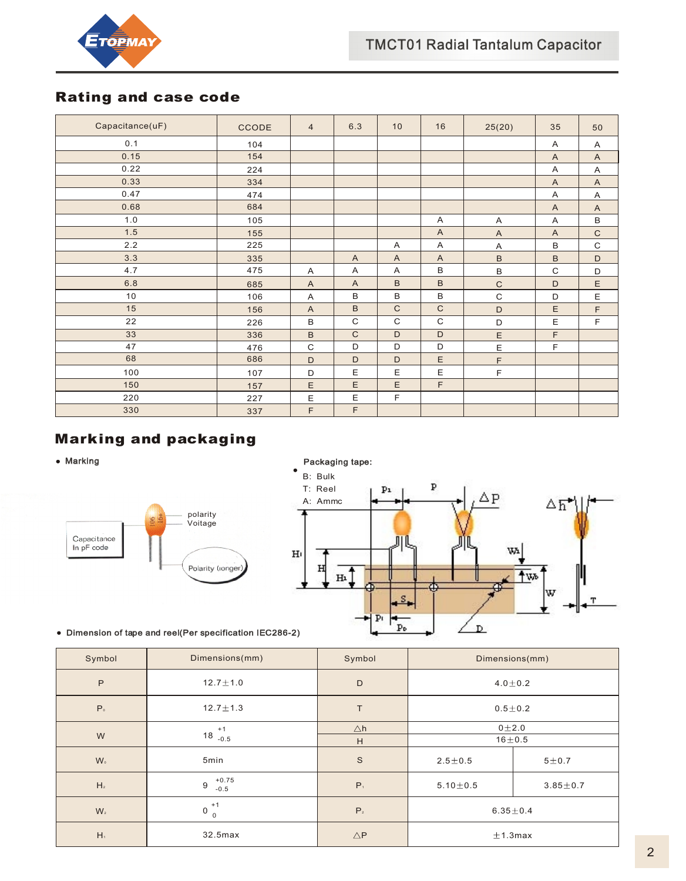## Rating and case code

| Capacitance(uF) | CCODE | 4 | 6.3 | 10 | 16 | 25(20) | 35 | 50 |
|---|---|---|---|---|---|---|---|---|
| 0.1 | 104 | | | | | | A | A |
| 0.15 | 154 | | | | | | A | A |
| 0.22 | 224 | | | | | | A | A |
| 0.33 | 334 | | | | | | A | A |
| 0.47 | 474 | | | | | | A | A |
| 0.68 | 684 | | | | | | A | A |
| 1.0 | 105 | | | | A | A | A | B |
| 1.5 | 155 | | | | A | A | A | C |
| 2.2 | 225 | | | A | A | A | B | C |
| 3.3 | 335 | | A | A | A | B | B | D |
| 4.7 | 475 | A | A | A | B | B | C | D |
| 6.8 | 685 | A | A | B | B | C | D | E |
| 10 | 106 | A | B | B | B | C | D | E |
| 15 | 156 | A | B | C | C | D | E | F |
| 22 | 226 | B | C | C | C | D | E | F |
| 33 | 336 | B | C | D | D | E | F | |
| 47 | 476 | C | D | D | D | E | F | |
| 68 | 686 | D | D | D | E | F | | |
| 100 | 107 | D | E | E | E | F | | |
| 150 | 157 | E | E | E | F | | | |
| 220 | 227 | E | E | F | | | | |
| 330 | 337 | F | F | | | | | |

## Marking and packaging

- **Marking**

Capacitance In pF code

polarity Voltage

Polarity (longer)

- **Packaging tape:**

B: Bulk
T: Reel
A: Ammc

P1 P ΔP Δh H1 H H1 W1 W0 W S T P1 P0 D

- **Dimension of tape and reel(Per specification IEC286-2)**

| Symbol | Dimensions(mm) | Symbol | Dimensions(mm) | |
|---|---|---|---|---|
| P | 12.7±1.0 | D | 4.0±0.2 | |
| $P_0$ | 12.7±1.3 | T | 0.5±0.2 | |
| W | $18^{+1}_{-0.5}$ | △h | 0±2.0 | |
| | | H | 16±0.5 | |
| $W_0$ | 5min | S | 2.5±0.5 | 5±0.7 |
| $H_2$ | $9^{+0.75}_{-0.5}$ | $P_1$ | 5.10±0.5 | 3.85±0.7 |
| $W_2$ | $0^{+1}_{0}$ | $P_2$ | 6.35±0.4 | |
| $H_1$ | 32.5max | △P | ±1.3max | |